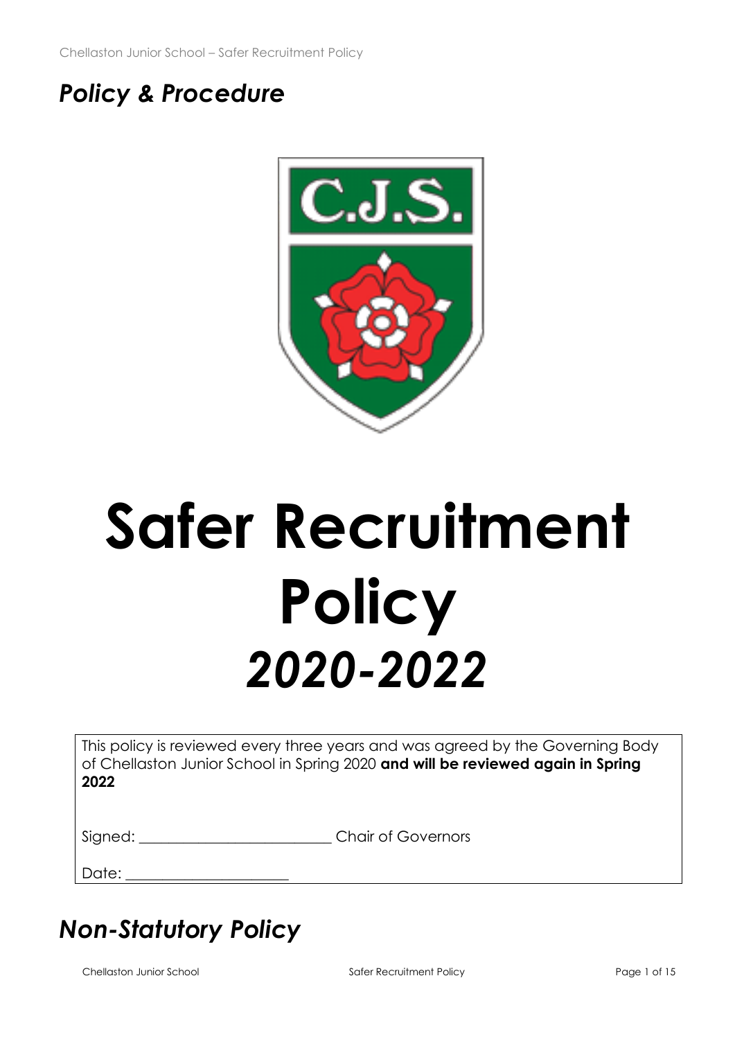*Policy & Procedure*

C.J.S.

# Safer Recruitment Policy

# *2020-2022*

This policy is reviewed every three years and was agreed by the Governing Body of Chellaston Junior School in Spring 2020 **and will be reviewed again in Spring 2022**

Signed: ________________________ Chair of Governors

Date: ____________________

## *Non-Statutory Policy*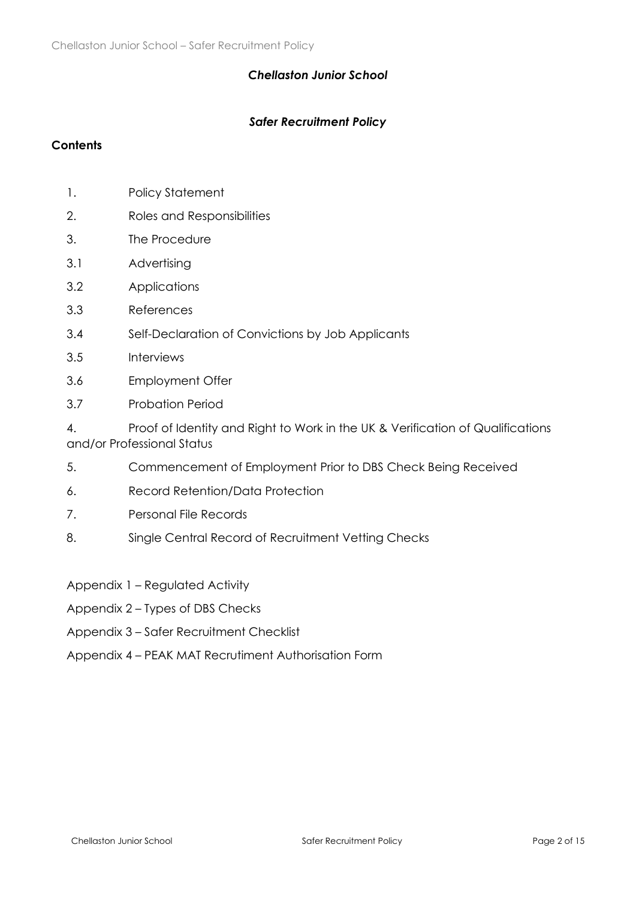*Chellaston Junior School*

*Safer Recruitment Policy*

**Contents**

1. Policy Statement
2. Roles and Responsibilities
3. The Procedure

3.1 Advertising

3.2 Applications

3.3 References

3.4 Self-Declaration of Convictions by Job Applicants

3.5 Interviews

3.6 Employment Offer

3.7 Probation Period

4. Proof of Identity and Right to Work in the UK & Verification of Qualifications and/or Professional Status
5. Commencement of Employment Prior to DBS Check Being Received
6. Record Retention/Data Protection
7. Personal File Records
8. Single Central Record of Recruitment Vetting Checks

Appendix 1 – Regulated Activity

Appendix 2 – Types of DBS Checks

Appendix 3 – Safer Recruitment Checklist

Appendix 4 – PEAK MAT Recrutiment Authorisation Form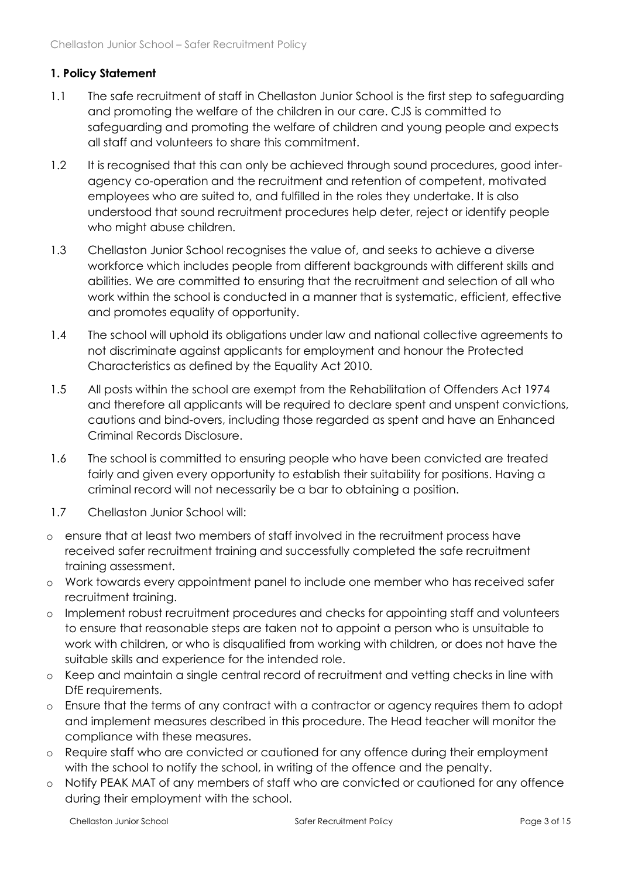## 1. Policy Statement

1.1 The safe recruitment of staff in Chellaston Junior School is the first step to safeguarding and promoting the welfare of the children in our care. CJS is committed to safeguarding and promoting the welfare of children and young people and expects all staff and volunteers to share this commitment.

1.2 It is recognised that this can only be achieved through sound procedures, good inter-agency co-operation and the recruitment and retention of competent, motivated employees who are suited to, and fulfilled in the roles they undertake. It is also understood that sound recruitment procedures help deter, reject or identify people who might abuse children.

1.3 Chellaston Junior School recognises the value of, and seeks to achieve a diverse workforce which includes people from different backgrounds with different skills and abilities. We are committed to ensuring that the recruitment and selection of all who work within the school is conducted in a manner that is systematic, efficient, effective and promotes equality of opportunity.

1.4 The school will uphold its obligations under law and national collective agreements to not discriminate against applicants for employment and honour the Protected Characteristics as defined by the Equality Act 2010.

1.5 All posts within the school are exempt from the Rehabilitation of Offenders Act 1974 and therefore all applicants will be required to declare spent and unspent convictions, cautions and bind-overs, including those regarded as spent and have an Enhanced Criminal Records Disclosure.

1.6 The school is committed to ensuring people who have been convicted are treated fairly and given every opportunity to establish their suitability for positions. Having a criminal record will not necessarily be a bar to obtaining a position.

1.7 Chellaston Junior School will:

- ensure that at least two members of staff involved in the recruitment process have received safer recruitment training and successfully completed the safe recruitment training assessment.
- Work towards every appointment panel to include one member who has received safer recruitment training.
- Implement robust recruitment procedures and checks for appointing staff and volunteers to ensure that reasonable steps are taken not to appoint a person who is unsuitable to work with children, or who is disqualified from working with children, or does not have the suitable skills and experience for the intended role.
- Keep and maintain a single central record of recruitment and vetting checks in line with DfE requirements.
- Ensure that the terms of any contract with a contractor or agency requires them to adopt and implement measures described in this procedure. The Head teacher will monitor the compliance with these measures.
- Require staff who are convicted or cautioned for any offence during their employment with the school to notify the school, in writing of the offence and the penalty.
- Notify PEAK MAT of any members of staff who are convicted or cautioned for any offence during their employment with the school.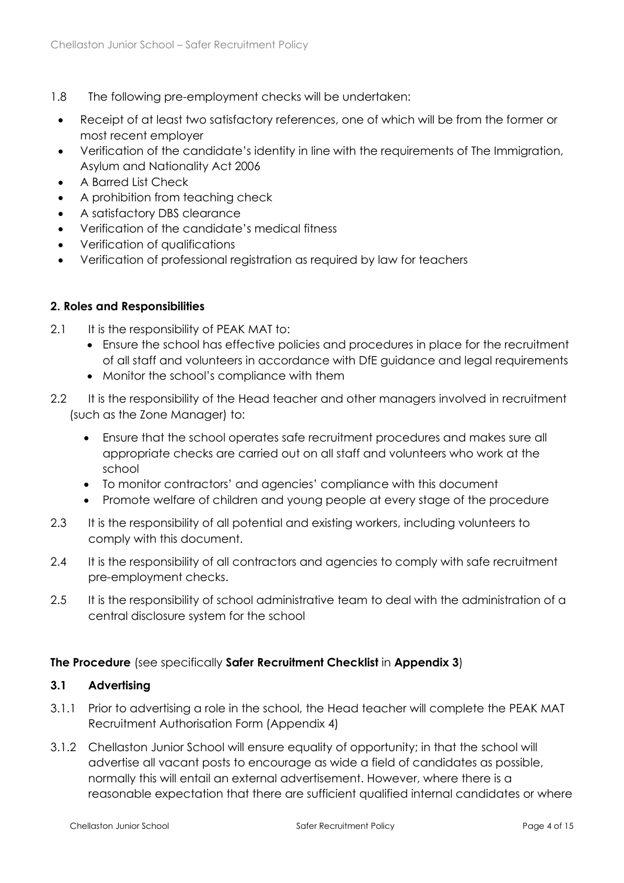1.8 The following pre-employment checks will be undertaken:

- Receipt of at least two satisfactory references, one of which will be from the former or most recent employer
- Verification of the candidate's identity in line with the requirements of The Immigration, Asylum and Nationality Act 2006
- A Barred List Check
- A prohibition from teaching check
- A satisfactory DBS clearance
- Verification of the candidate's medical fitness
- Verification of qualifications
- Verification of professional registration as required by law for teachers

## 2. Roles and Responsibilities

2.1 It is the responsibility of PEAK MAT to:

- Ensure the school has effective policies and procedures in place for the recruitment of all staff and volunteers in accordance with DfE guidance and legal requirements
- Monitor the school's compliance with them

2.2 It is the responsibility of the Head teacher and other managers involved in recruitment (such as the Zone Manager) to:

- Ensure that the school operates safe recruitment procedures and makes sure all appropriate checks are carried out on all staff and volunteers who work at the school
- To monitor contractors' and agencies' compliance with this document
- Promote welfare of children and young people at every stage of the procedure

2.3 It is the responsibility of all potential and existing workers, including volunteers to comply with this document.

2.4 It is the responsibility of all contractors and agencies to comply with safe recruitment pre-employment checks.

2.5 It is the responsibility of school administrative team to deal with the administration of a central disclosure system for the school

**The Procedure** (see specifically **Safer Recruitment Checklist** in **Appendix 3**)

### 3.1 Advertising

3.1.1 Prior to advertising a role in the school, the Head teacher will complete the PEAK MAT Recruitment Authorisation Form (Appendix 4)

3.1.2 Chellaston Junior School will ensure equality of opportunity; in that the school will advertise all vacant posts to encourage as wide a field of candidates as possible, normally this will entail an external advertisement. However, where there is a reasonable expectation that there are sufficient qualified internal candidates or where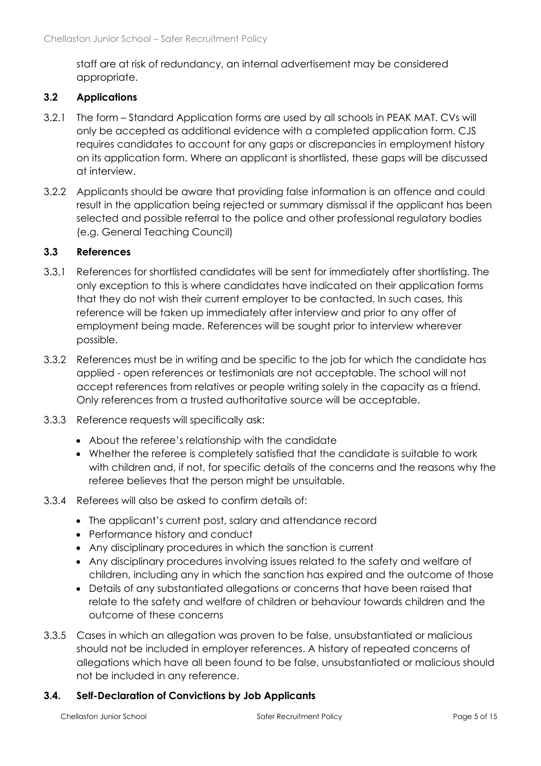staff are at risk of redundancy, an internal advertisement may be considered appropriate.

### 3.2 Applications

3.2.1 The form – Standard Application forms are used by all schools in PEAK MAT. CVs will only be accepted as additional evidence with a completed application form. CJS requires candidates to account for any gaps or discrepancies in employment history on its application form. Where an applicant is shortlisted, these gaps will be discussed at interview.

3.2.2 Applicants should be aware that providing false information is an offence and could result in the application being rejected or summary dismissal if the applicant has been selected and possible referral to the police and other professional regulatory bodies (e.g. General Teaching Council)

### 3.3 References

3.3.1 References for shortlisted candidates will be sent for immediately after shortlisting. The only exception to this is where candidates have indicated on their application forms that they do not wish their current employer to be contacted. In such cases, this reference will be taken up immediately after interview and prior to any offer of employment being made. References will be sought prior to interview wherever possible.

3.3.2 References must be in writing and be specific to the job for which the candidate has applied - open references or testimonials are not acceptable. The school will not accept references from relatives or people writing solely in the capacity as a friend. Only references from a trusted authoritative source will be acceptable.

3.3.3 Reference requests will specifically ask:

- About the referee's relationship with the candidate
- Whether the referee is completely satisfied that the candidate is suitable to work with children and, if not, for specific details of the concerns and the reasons why the referee believes that the person might be unsuitable.

3.3.4 Referees will also be asked to confirm details of:

- The applicant's current post, salary and attendance record
- Performance history and conduct
- Any disciplinary procedures in which the sanction is current
- Any disciplinary procedures involving issues related to the safety and welfare of children, including any in which the sanction has expired and the outcome of those
- Details of any substantiated allegations or concerns that have been raised that relate to the safety and welfare of children or behaviour towards children and the outcome of these concerns

3.3.5 Cases in which an allegation was proven to be false, unsubstantiated or malicious should not be included in employer references. A history of repeated concerns of allegations which have all been found to be false, unsubstantiated or malicious should not be included in any reference.

### 3.4. Self-Declaration of Convictions by Job Applicants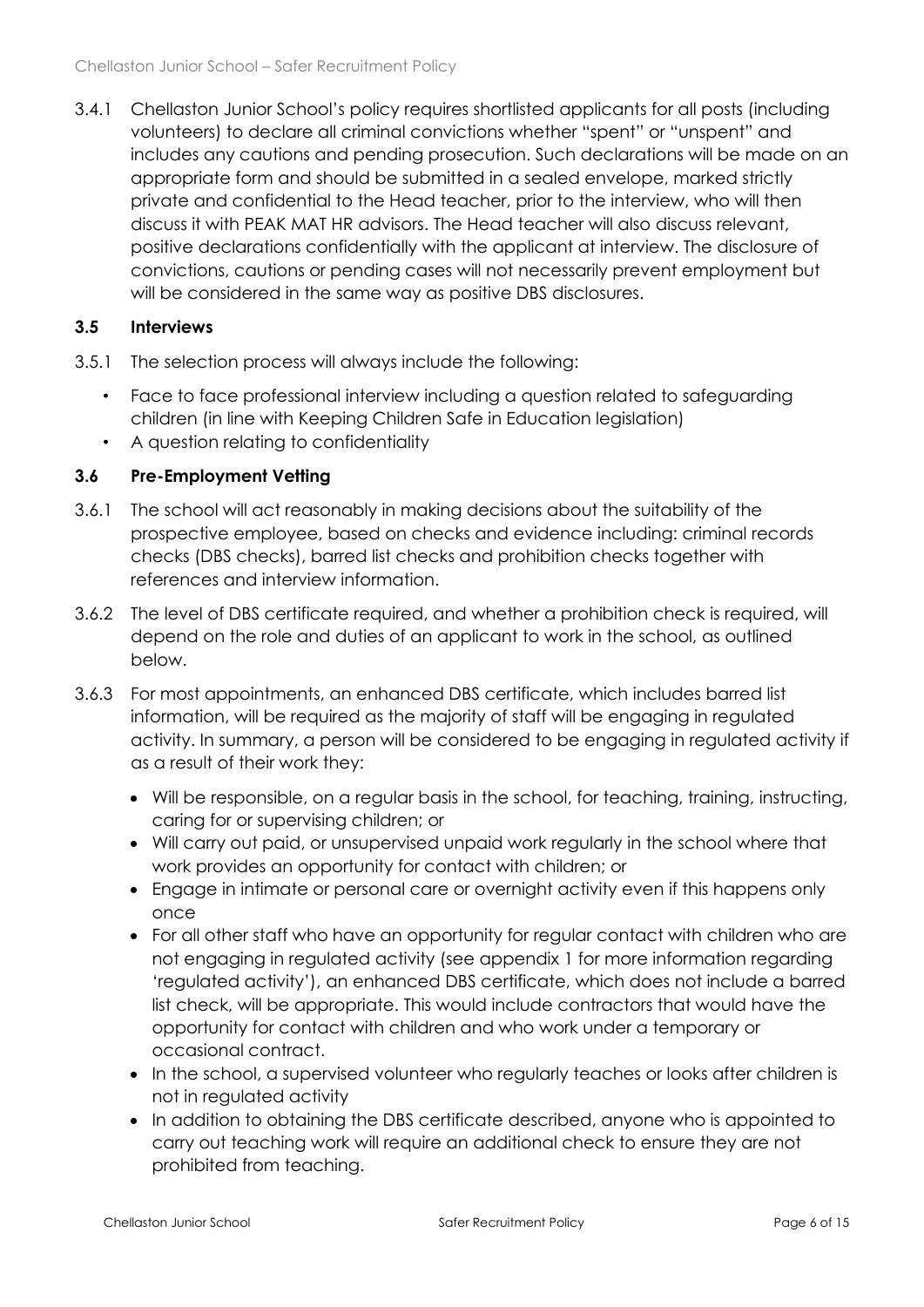3.4.1 Chellaston Junior School's policy requires shortlisted applicants for all posts (including volunteers) to declare all criminal convictions whether "spent" or "unspent" and includes any cautions and pending prosecution. Such declarations will be made on an appropriate form and should be submitted in a sealed envelope, marked strictly private and confidential to the Head teacher, prior to the interview, who will then discuss it with PEAK MAT HR advisors. The Head teacher will also discuss relevant, positive declarations confidentially with the applicant at interview. The disclosure of convictions, cautions or pending cases will not necessarily prevent employment but will be considered in the same way as positive DBS disclosures.

### 3.5 Interviews

3.5.1 The selection process will always include the following:

- Face to face professional interview including a question related to safeguarding children (in line with Keeping Children Safe in Education legislation)
- A question relating to confidentiality

### 3.6 Pre-Employment Vetting

3.6.1 The school will act reasonably in making decisions about the suitability of the prospective employee, based on checks and evidence including: criminal records checks (DBS checks), barred list checks and prohibition checks together with references and interview information.

3.6.2 The level of DBS certificate required, and whether a prohibition check is required, will depend on the role and duties of an applicant to work in the school, as outlined below.

3.6.3 For most appointments, an enhanced DBS certificate, which includes barred list information, will be required as the majority of staff will be engaging in regulated activity. In summary, a person will be considered to be engaging in regulated activity if as a result of their work they:

- Will be responsible, on a regular basis in the school, for teaching, training, instructing, caring for or supervising children; or
- Will carry out paid, or unsupervised unpaid work regularly in the school where that work provides an opportunity for contact with children; or
- Engage in intimate or personal care or overnight activity even if this happens only once
- For all other staff who have an opportunity for regular contact with children who are not engaging in regulated activity (see appendix 1 for more information regarding 'regulated activity'), an enhanced DBS certificate, which does not include a barred list check, will be appropriate. This would include contractors that would have the opportunity for contact with children and who work under a temporary or occasional contract.
- In the school, a supervised volunteer who regularly teaches or looks after children is not in regulated activity
- In addition to obtaining the DBS certificate described, anyone who is appointed to carry out teaching work will require an additional check to ensure they are not prohibited from teaching.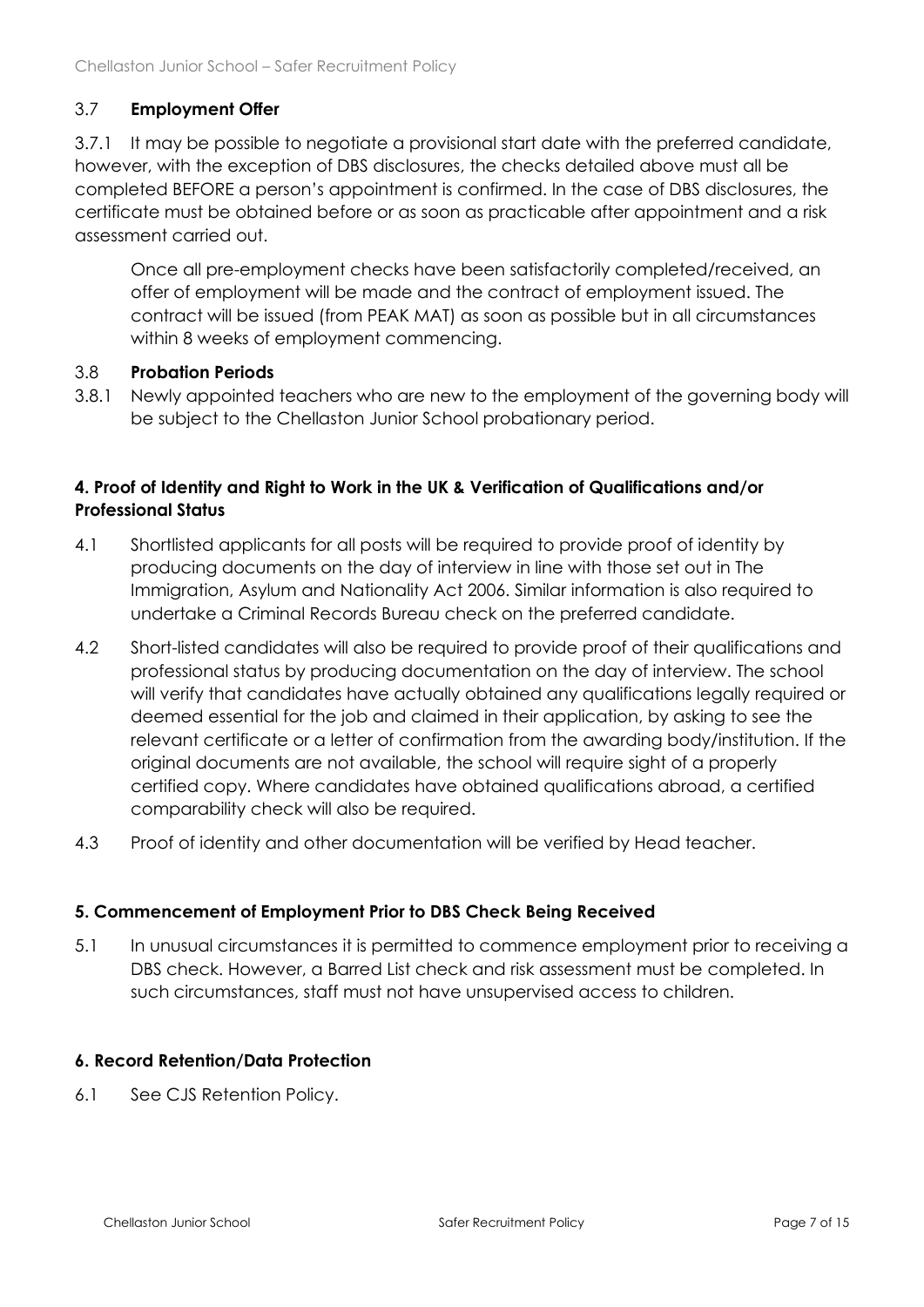### 3.7 **Employment Offer**

3.7.1 It may be possible to negotiate a provisional start date with the preferred candidate, however, with the exception of DBS disclosures, the checks detailed above must all be completed BEFORE a person's appointment is confirmed. In the case of DBS disclosures, the certificate must be obtained before or as soon as practicable after appointment and a risk assessment carried out.

Once all pre-employment checks have been satisfactorily completed/received, an offer of employment will be made and the contract of employment issued. The contract will be issued (from PEAK MAT) as soon as possible but in all circumstances within 8 weeks of employment commencing.

### 3.8 **Probation Periods**

3.8.1 Newly appointed teachers who are new to the employment of the governing body will be subject to the Chellaston Junior School probationary period.

## **4. Proof of Identity and Right to Work in the UK & Verification of Qualifications and/or Professional Status**

4.1 Shortlisted applicants for all posts will be required to provide proof of identity by producing documents on the day of interview in line with those set out in The Immigration, Asylum and Nationality Act 2006. Similar information is also required to undertake a Criminal Records Bureau check on the preferred candidate.

4.2 Short-listed candidates will also be required to provide proof of their qualifications and professional status by producing documentation on the day of interview. The school will verify that candidates have actually obtained any qualifications legally required or deemed essential for the job and claimed in their application, by asking to see the relevant certificate or a letter of confirmation from the awarding body/institution. If the original documents are not available, the school will require sight of a properly certified copy. Where candidates have obtained qualifications abroad, a certified comparability check will also be required.

4.3 Proof of identity and other documentation will be verified by Head teacher.

## **5. Commencement of Employment Prior to DBS Check Being Received**

5.1 In unusual circumstances it is permitted to commence employment prior to receiving a DBS check. However, a Barred List check and risk assessment must be completed. In such circumstances, staff must not have unsupervised access to children.

## **6. Record Retention/Data Protection**

6.1 See CJS Retention Policy.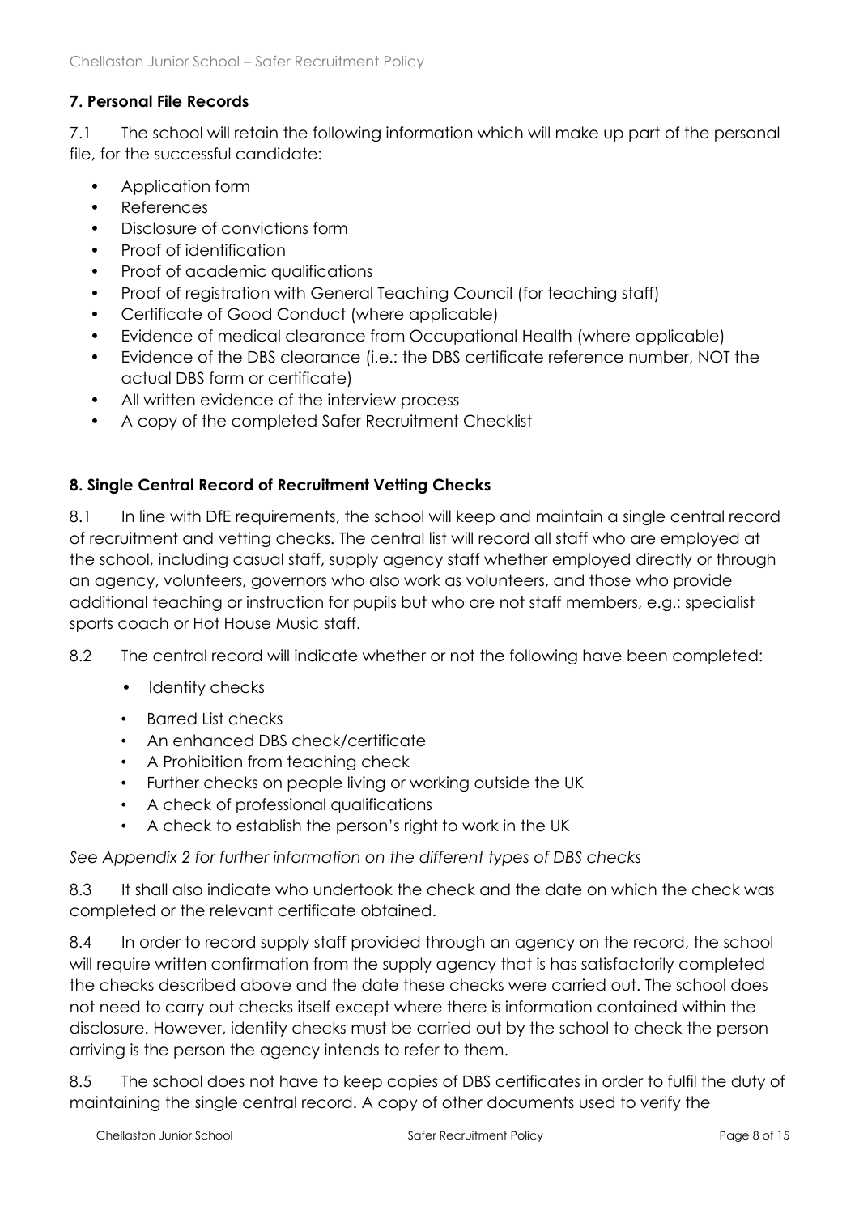### 7. Personal File Records

7.1 The school will retain the following information which will make up part of the personal file, for the successful candidate:

- Application form
- References
- Disclosure of convictions form
- Proof of identification
- Proof of academic qualifications
- Proof of registration with General Teaching Council (for teaching staff)
- Certificate of Good Conduct (where applicable)
- Evidence of medical clearance from Occupational Health (where applicable)
- Evidence of the DBS clearance (i.e.: the DBS certificate reference number, NOT the actual DBS form or certificate)
- All written evidence of the interview process
- A copy of the completed Safer Recruitment Checklist

### 8. Single Central Record of Recruitment Vetting Checks

8.1 In line with DfE requirements, the school will keep and maintain a single central record of recruitment and vetting checks. The central list will record all staff who are employed at the school, including casual staff, supply agency staff whether employed directly or through an agency, volunteers, governors who also work as volunteers, and those who provide additional teaching or instruction for pupils but who are not staff members, e.g.: specialist sports coach or Hot House Music staff.

8.2 The central record will indicate whether or not the following have been completed:

- Identity checks
- Barred List checks
- An enhanced DBS check/certificate
- A Prohibition from teaching check
- Further checks on people living or working outside the UK
- A check of professional qualifications
- A check to establish the person's right to work in the UK

*See Appendix 2 for further information on the different types of DBS checks*

8.3 It shall also indicate who undertook the check and the date on which the check was completed or the relevant certificate obtained.

8.4 In order to record supply staff provided through an agency on the record, the school will require written confirmation from the supply agency that is has satisfactorily completed the checks described above and the date these checks were carried out. The school does not need to carry out checks itself except where there is information contained within the disclosure. However, identity checks must be carried out by the school to check the person arriving is the person the agency intends to refer to them.

8.5 The school does not have to keep copies of DBS certificates in order to fulfil the duty of maintaining the single central record. A copy of other documents used to verify the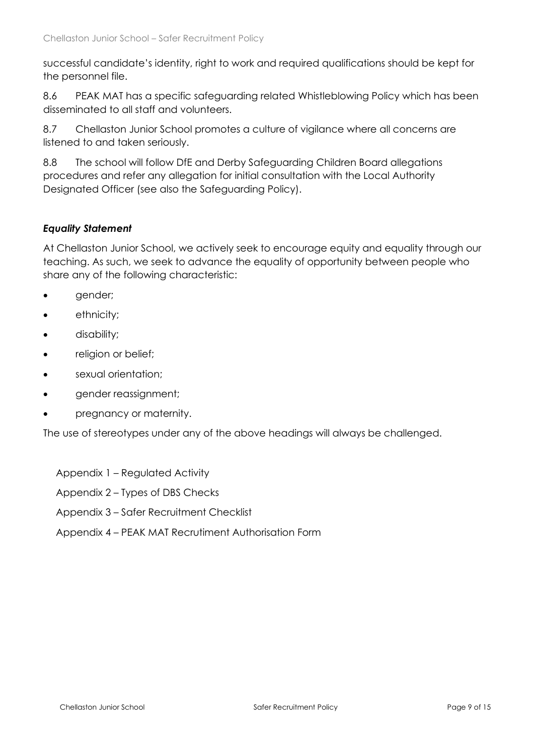successful candidate's identity, right to work and required qualifications should be kept for the personnel file.

8.6 PEAK MAT has a specific safeguarding related Whistleblowing Policy which has been disseminated to all staff and volunteers.

8.7 Chellaston Junior School promotes a culture of vigilance where all concerns are listened to and taken seriously.

8.8 The school will follow DfE and Derby Safeguarding Children Board allegations procedures and refer any allegation for initial consultation with the Local Authority Designated Officer (see also the Safeguarding Policy).

### *Equality Statement*

At Chellaston Junior School, we actively seek to encourage equity and equality through our teaching. As such, we seek to advance the equality of opportunity between people who share any of the following characteristic:

- gender;
- ethnicity;
- disability;
- religion or belief;
- sexual orientation;
- gender reassignment;
- pregnancy or maternity.

The use of stereotypes under any of the above headings will always be challenged.

Appendix 1 – Regulated Activity

Appendix 2 – Types of DBS Checks

Appendix 3 – Safer Recruitment Checklist

Appendix 4 – PEAK MAT Recrutiment Authorisation Form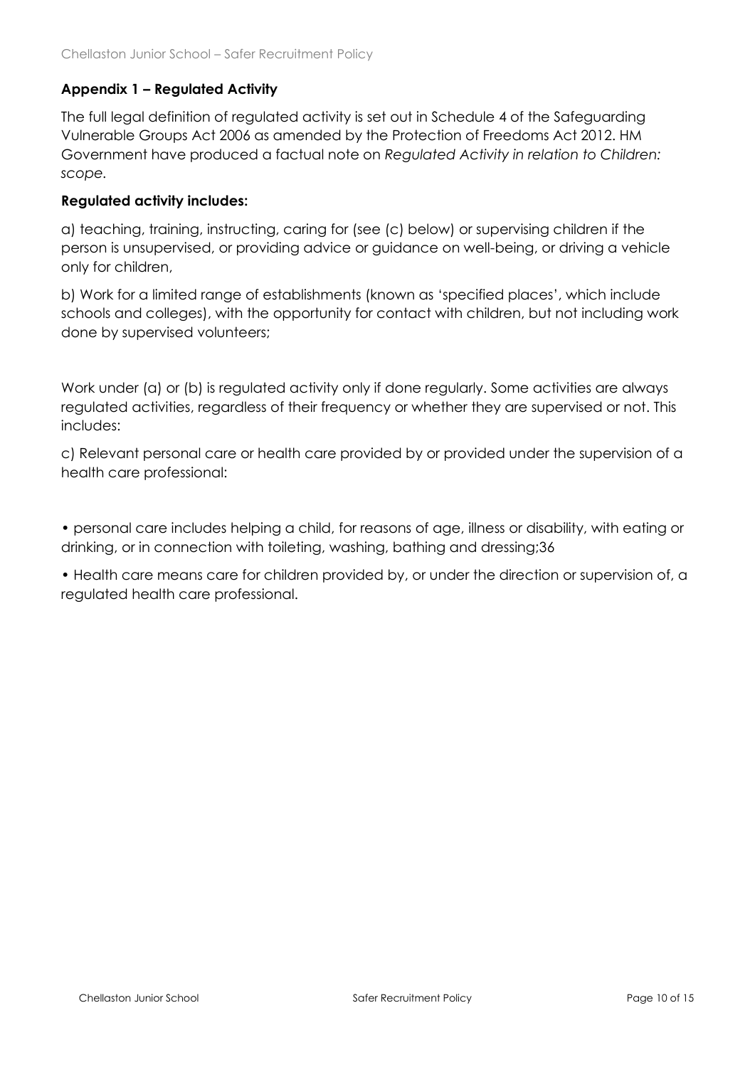## Appendix 1 – Regulated Activity

The full legal definition of regulated activity is set out in Schedule 4 of the Safeguarding Vulnerable Groups Act 2006 as amended by the Protection of Freedoms Act 2012. HM Government have produced a factual note on *Regulated Activity in relation to Children: scope*.

**Regulated activity includes:**

a) teaching, training, instructing, caring for (see (c) below) or supervising children if the person is unsupervised, or providing advice or guidance on well-being, or driving a vehicle only for children,

b) Work for a limited range of establishments (known as 'specified places', which include schools and colleges), with the opportunity for contact with children, but not including work done by supervised volunteers;

Work under (a) or (b) is regulated activity only if done regularly. Some activities are always regulated activities, regardless of their frequency or whether they are supervised or not. This includes:

c) Relevant personal care or health care provided by or provided under the supervision of a health care professional:

- personal care includes helping a child, for reasons of age, illness or disability, with eating or drinking, or in connection with toileting, washing, bathing and dressing;36
- Health care means care for children provided by, or under the direction or supervision of, a regulated health care professional.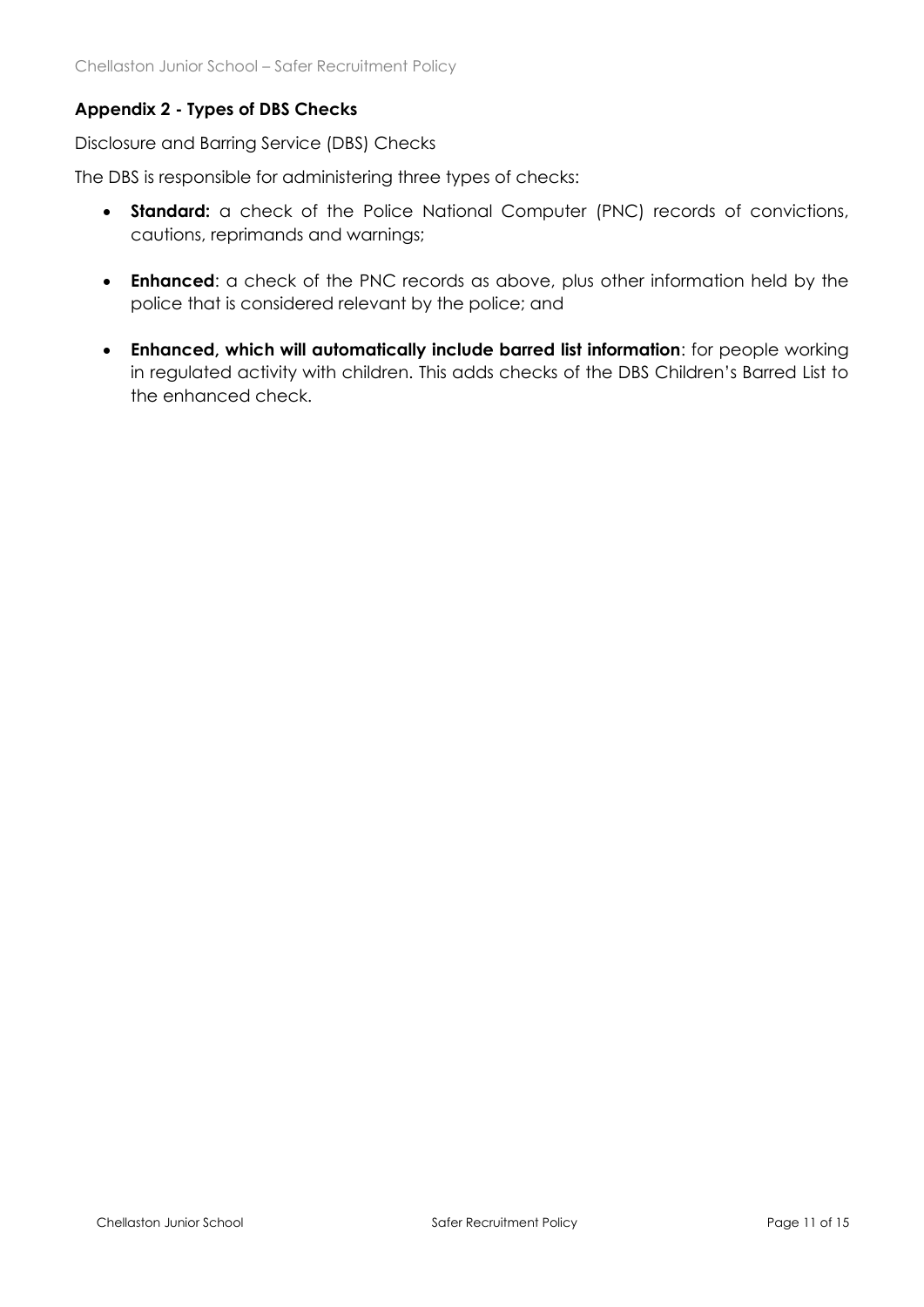## Appendix 2 - Types of DBS Checks

Disclosure and Barring Service (DBS) Checks

The DBS is responsible for administering three types of checks:

- **Standard:** a check of the Police National Computer (PNC) records of convictions, cautions, reprimands and warnings;
- **Enhanced**: a check of the PNC records as above, plus other information held by the police that is considered relevant by the police; and
- **Enhanced, which will automatically include barred list information**: for people working in regulated activity with children. This adds checks of the DBS Children's Barred List to the enhanced check.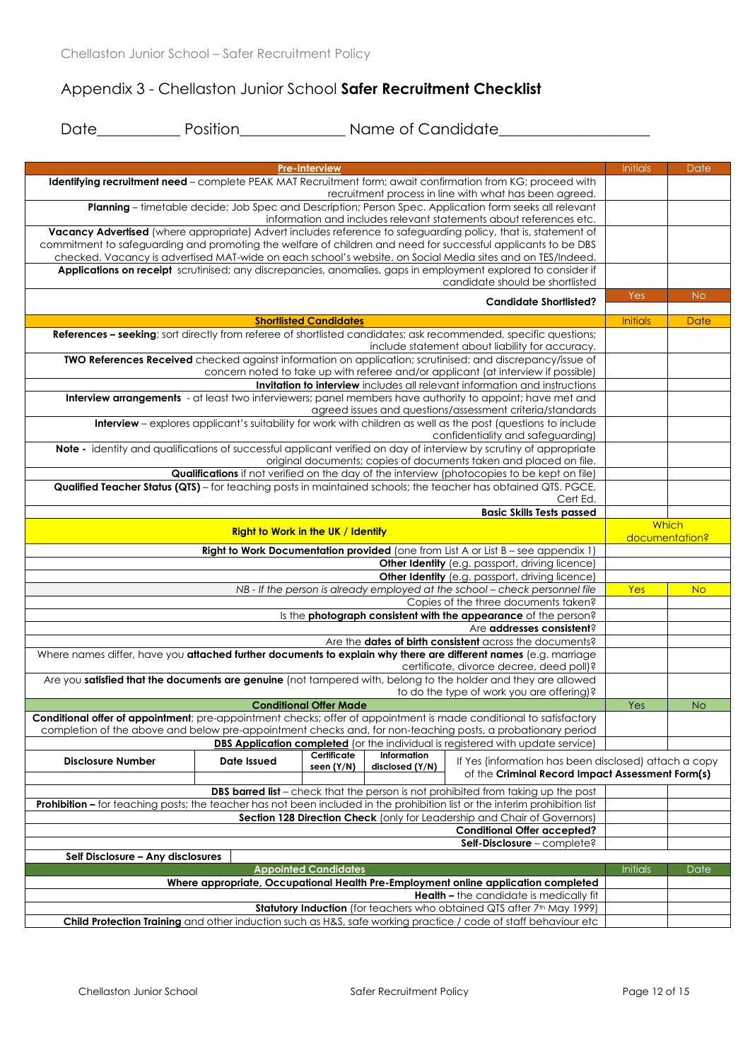# Appendix 3 - Chellaston Junior School **Safer Recruitment Checklist**

Date__________ Position_____________ Name of Candidate__________________

| **Pre-Interview** | | | | | Initials | Date |
|---|---|---|---|---|---|---|
| **Identifying recruitment need** – complete PEAK MAT Recruitment form; await confirmation from KG; proceed with recruitment process in line with what has been agreed. | | | | | | |
| **Planning** – timetable decide; Job Spec and Description; Person Spec. Application form seeks all relevant information and includes relevant statements about references etc. | | | | | | |
| **Vacancy Advertised** (where appropriate) Advert includes reference to safeguarding policy, that is, statement of commitment to safeguarding and promoting the welfare of children and need for successful applicants to be DBS checked. Vacancy is advertised MAT-wide on each school's website, on Social Media sites and on TES/Indeed. | | | | | | |
| **Applications on receipt** scrutinised; any discrepancies, anomalies, gaps in employment explored to consider if candidate should be shortlisted | | | | | | |
| **Candidate Shortlisted?** | | | | | Yes | No |
| **Shortlisted Candidates** | | | | | Initials | Date |
| **References – seeking**; sort directly from referee of shortlisted candidates; ask recommended, specific questions; include statement about liability for accuracy. | | | | | | |
| **TWO References Received** checked against information on application; scrutinised; and discrepancy/issue of concern noted to take up with referee and/or applicant (at interview if possible) | | | | | | |
| **Invitation to interview** includes all relevant information and instructions | | | | | | |
| **Interview arrangements** - at least two interviewers; panel members have authority to appoint; have met and agreed issues and questions/assessment criteria/standards | | | | | | |
| **Interview** – explores applicant's suitability for work with children as well as the post (questions to include confidentiality and safeguarding) | | | | | | |
| **Note -** identity and qualifications of successful applicant verified on day of interview by scrutiny of appropriate original documents; copies of documents taken and placed on file. | | | | | | |
| **Qualifications** if not verified on the day of the interview (photocopies to be kept on file) | | | | | | |
| **Qualified Teacher Status (QTS)** – for teaching posts in maintained schools; the teacher has obtained QTS. PGCE, Cert Ed. | | | | | | |
| **Basic Skills Tests passed** | | | | | | |
| **Right to Work in the UK / Identify** | | | | | Which documentation? | |
| **Right to Work Documentation provided** (one from List A or List B – see appendix 1) | | | | | | |
| **Other Identity** (e.g. passport, driving licence) | | | | | | |
| **Other Identity** (e.g. passport, driving licence) | | | | | | |
| *NB - If the person is already employed at the school – check personnel file* | | | | | Yes | No |
| Copies of the three documents taken? | | | | | | |
| Is the **photograph consistent with the appearance** of the person? | | | | | | |
| Are **addresses consistent**? | | | | | | |
| Are the **dates of birth consistent** across the documents? | | | | | | |
| Where names differ, have you **attached further documents to explain why there are different names** (e.g. marriage certificate, divorce decree, deed poll)? | | | | | | |
| Are you **satisfied that the documents are genuine** (not tampered with, belong to the holder and they are allowed to do the type of work you are offering)? | | | | | | |
| **Conditional Offer Made** | | | | | Yes | No |
| **Conditional offer of appointment**; pre-appointment checks; offer of appointment is made conditional to satisfactory completion of the above and below pre-appointment checks and, for non-teaching posts, a probationary period | | | | | | |
| **DBS Application completed** (or the individual is registered with update service) | | | | | | |
| **Disclosure Number** | **Date Issued** | **Certificate seen (Y/N)** | **Information disclosed (Y/N)** | If Yes (information has been disclosed) attach a copy of the **Criminal Record Impact Assessment Form(s)** | | |
| | | | | | | |
| **DBS barred list** – check that the person is not prohibited from taking up the post | | | | | | |
| **Prohibition –** for teaching posts; the teacher has not been included in the prohibition list or the interim prohibition list | | | | | | |
| **Section 128 Direction Check** (only for Leadership and Chair of Governors) | | | | | | |
| **Conditional Offer accepted?** | | | | | | |
| **Self-Disclosure** – complete? | | | | | | |
| **Self Disclosure – Any disclosures** | | | | | | |
| **Appointed Candidates** | | | | | Initials | Date |
| **Where appropriate, Occupational Health Pre-Employment online application completed** | | | | | | |
| **Health –** the candidate is medically fit | | | | | | |
| **Statutory Induction** (for teachers who obtained QTS after 7th May 1999) | | | | | | |
| **Child Protection Training** and other induction such as H&S, safe working practice / code of staff behaviour etc | | | | | | |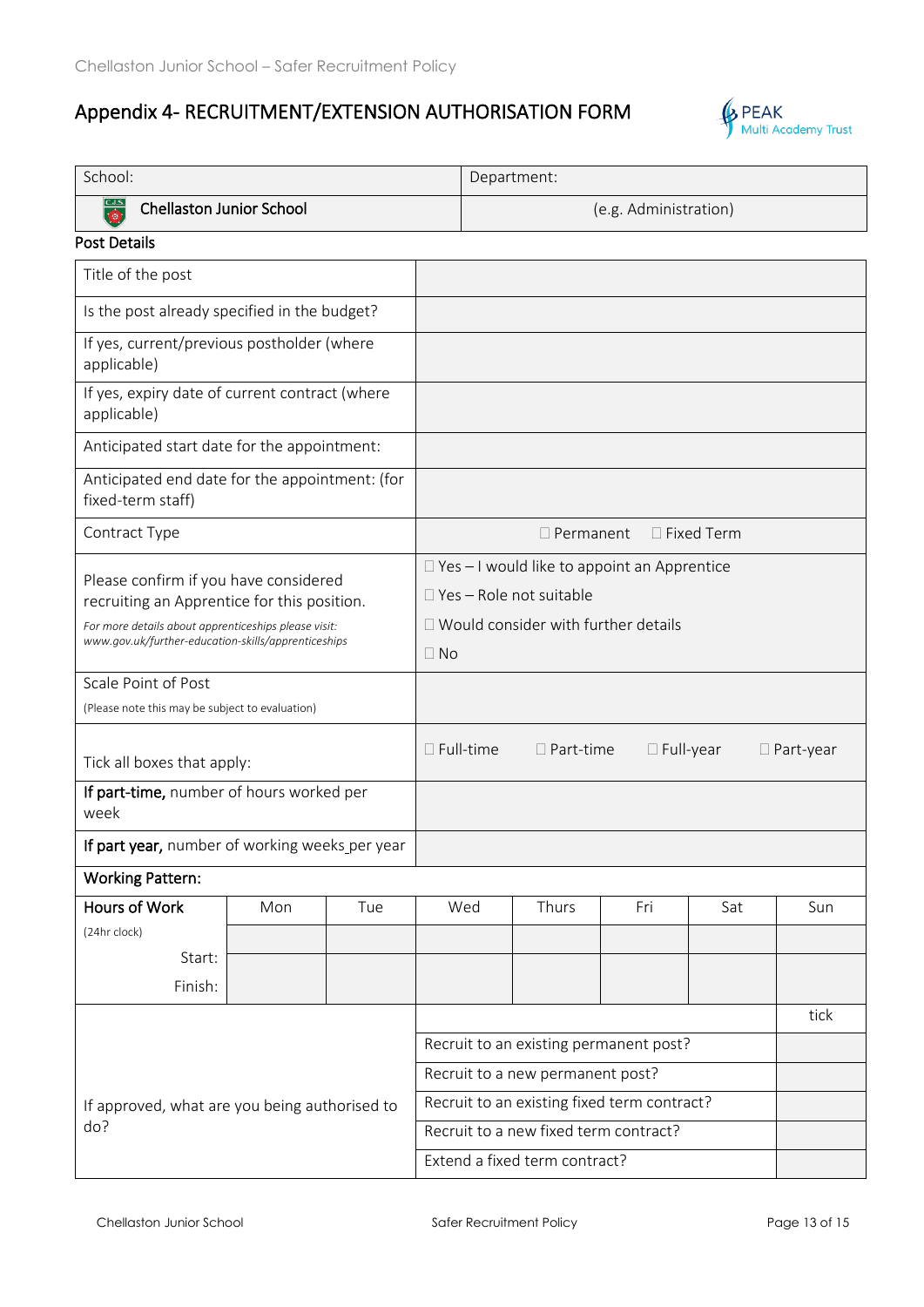# Appendix 4- RECRUITMENT/EXTENSION AUTHORISATION FORM

| School: | Department: |
|---|---|
| Chellaston Junior School | (e.g. Administration) |

**Post Details**

| | |
|---|---|
| Title of the post | |
| Is the post already specified in the budget? | |
| If yes, current/previous postholder (where applicable) | |
| If yes, expiry date of current contract (where applicable) | |
| Anticipated start date for the appointment: | |
| Anticipated end date for the appointment: (for fixed-term staff) | |
| Contract Type | ☐ Permanent ☐ Fixed Term |
| Please confirm if you have considered recruiting an Apprentice for this position. *For more details about apprenticeships please visit: www.gov.uk/further-education-skills/apprenticeships* | ☐ Yes – I would like to appoint an Apprentice<br>☐ Yes – Role not suitable<br>☐ Would consider with further details<br>☐ No |
| Scale Point of Post (Please note this may be subject to evaluation) | |
| Tick all boxes that apply: | ☐ Full-time ☐ Part-time ☐ Full-year ☐ Part-year |
| **If part-time,** number of hours worked per week | |
| **If part year,** number of working weeks per year | |

**Working Pattern:**

| **Hours of Work** (24hr clock) | Mon | Tue | Wed | Thurs | Fri | Sat | Sun |
|---|---|---|---|---|---|---|---|
| Start: | | | | | | | |
| Finish: | | | | | | | |

| If approved, what are you being authorised to do? | | tick |
|---|---|---|
| | Recruit to an existing permanent post? | |
| | Recruit to a new permanent post? | |
| | Recruit to an existing fixed term contract? | |
| | Recruit to a new fixed term contract? | |
| | Extend a fixed term contract? | |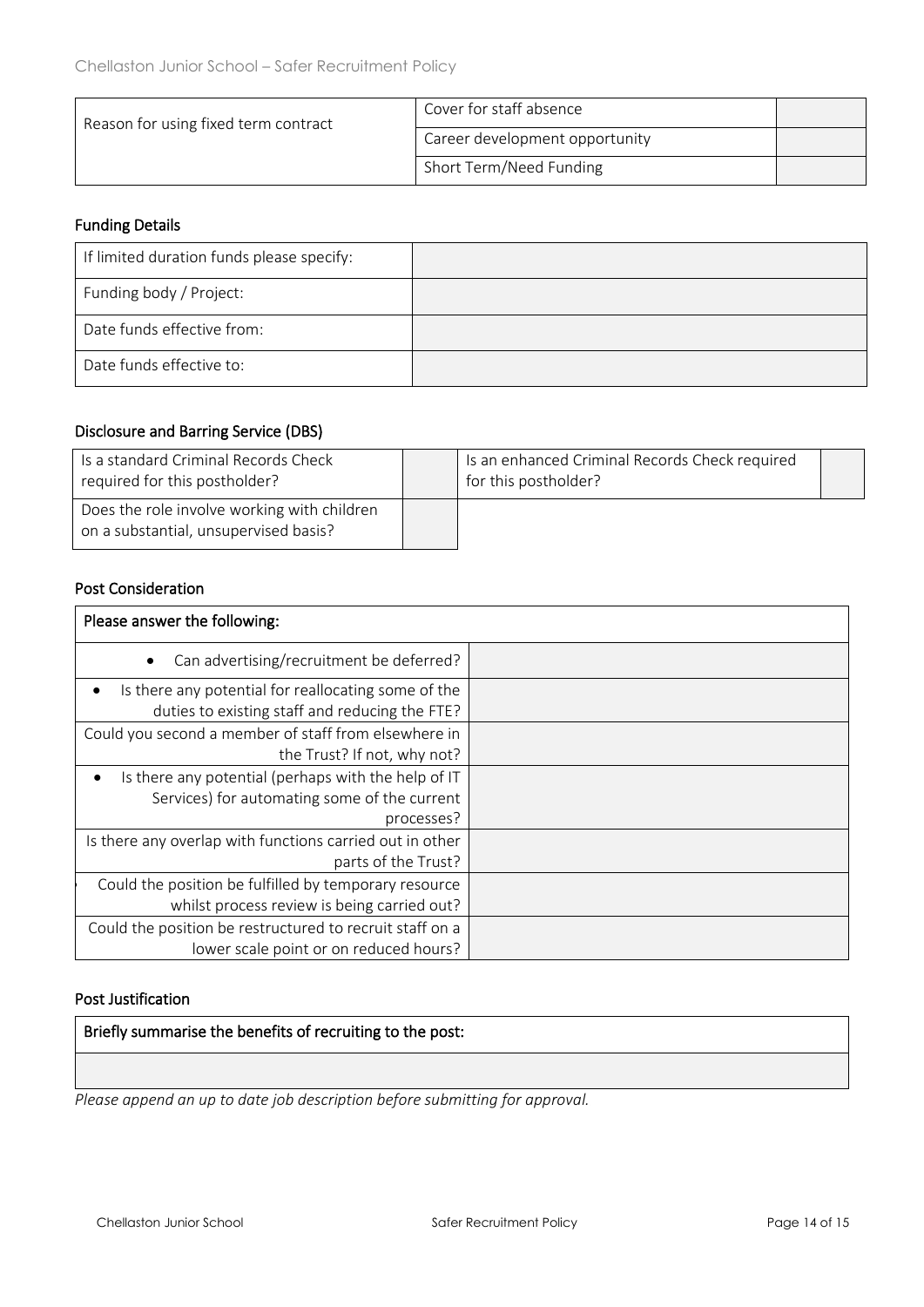| Reason for using fixed term contract | Cover for staff absence | |
| --- | --- | --- |
| | Career development opportunity | |
| | Short Term/Need Funding | |

## Funding Details

| If limited duration funds please specify: | |
| --- | --- |
| Funding body / Project: | |
| Date funds effective from: | |
| Date funds effective to: | |

## Disclosure and Barring Service (DBS)

| Is a standard Criminal Records Check required for this postholder? | | Is an enhanced Criminal Records Check required for this postholder? | |
| --- | --- | --- | --- |
| Does the role involve working with children on a substantial, unsupervised basis? | | | |

## Post Consideration

| Please answer the following: | |
| --- | --- |
| • Can advertising/recruitment be deferred? | |
| • Is there any potential for reallocating some of the duties to existing staff and reducing the FTE? | |
| Could you second a member of staff from elsewhere in the Trust? If not, why not? | |
| • Is there any potential (perhaps with the help of IT Services) for automating some of the current processes? | |
| Is there any overlap with functions carried out in other parts of the Trust? | |
| Could the position be fulfilled by temporary resource whilst process review is being carried out? | |
| Could the position be restructured to recruit staff on a lower scale point or on reduced hours? | |

## Post Justification

| Briefly summarise the benefits of recruiting to the post: |
| --- |
| |

*Please append an up to date job description before submitting for approval.*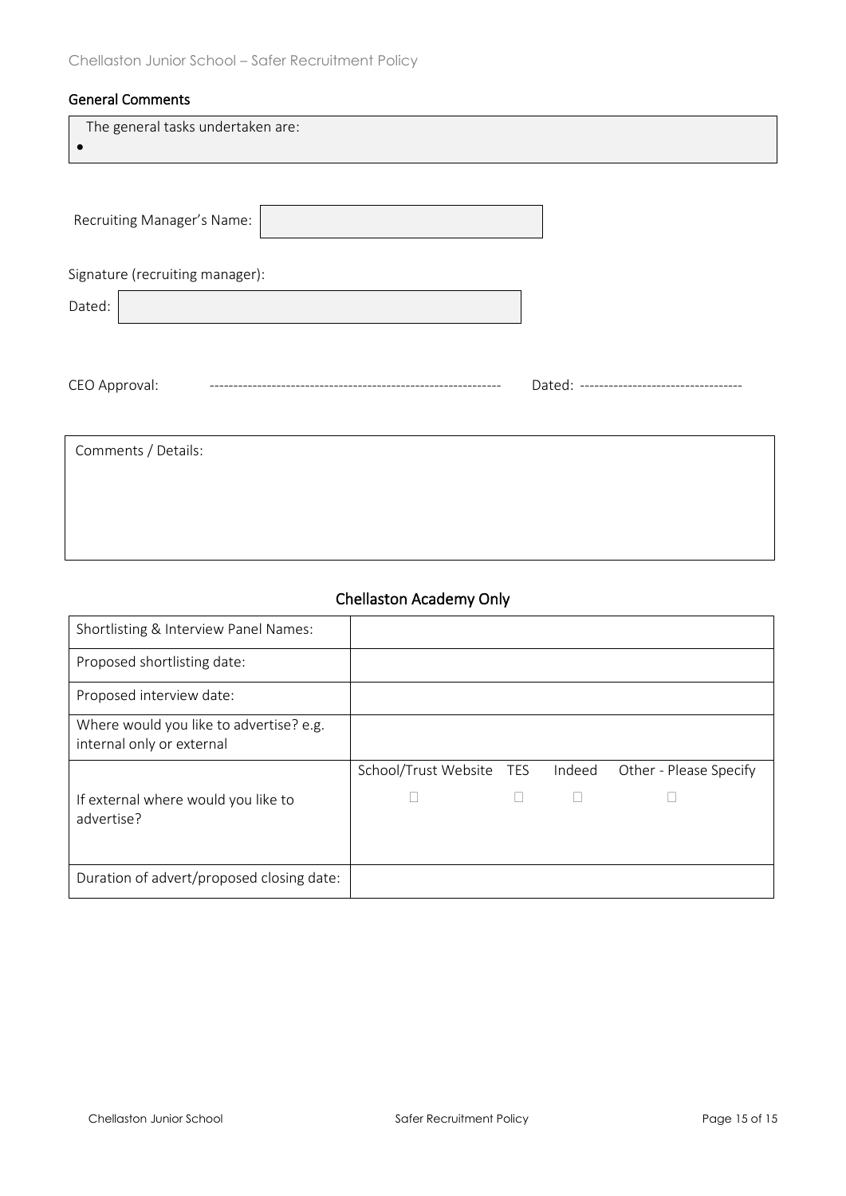### General Comments

The general tasks undertaken are:

- 

Recruiting Manager's Name:

Signature (recruiting manager):

Dated:

CEO Approval: ------------------------------------------------------------ Dated: ---------------------------------

Comments / Details:

## Chellaston Academy Only

| | |
|---|---|
| Shortlisting & Interview Panel Names: | |
| Proposed shortlisting date: | |
| Proposed interview date: | |
| Where would you like to advertise? e.g. internal only or external | |
| If external where would you like to advertise? | School/Trust Website ☐ TES ☐ Indeed ☐ Other - Please Specify ☐ |
| Duration of advert/proposed closing date: | |